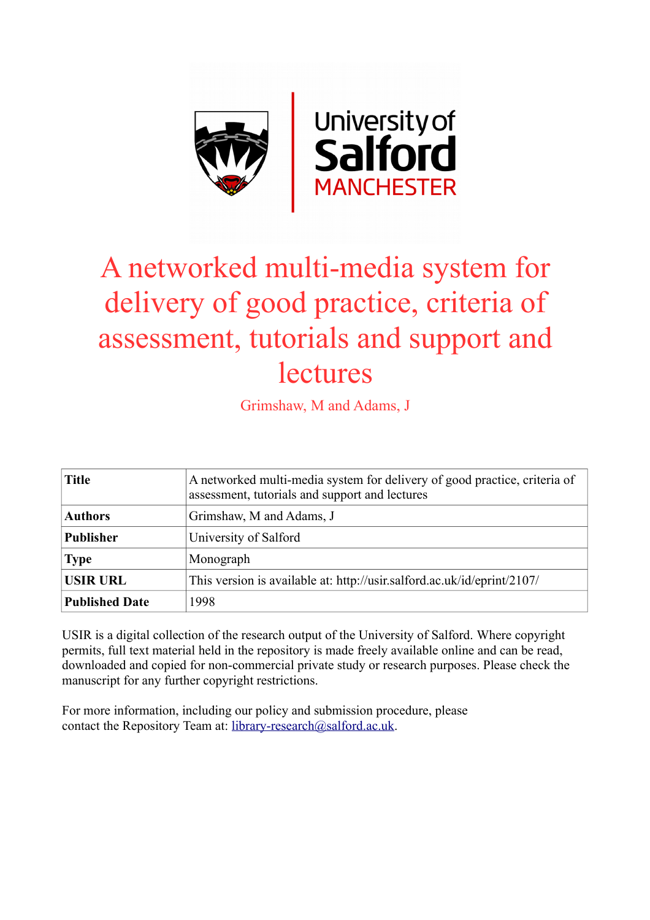# A networked multi-media system for delivery of good practice, criteria of assessment, tutorials and support and lectures

Grimshaw, M and Adams, J

| **Title** | A networked multi-media system for delivery of good practice, criteria of assessment, tutorials and support and lectures |
|---|---|
| **Authors** | Grimshaw, M and Adams, J |
| **Publisher** | University of Salford |
| **Type** | Monograph |
| **USIR URL** | This version is available at: http://usir.salford.ac.uk/id/eprint/2107/ |
| **Published Date** | 1998 |

USIR is a digital collection of the research output of the University of Salford. Where copyright permits, full text material held in the repository is made freely available online and can be read, downloaded and copied for non-commercial private study or research purposes. Please check the manuscript for any further copyright restrictions.

For more information, including our policy and submission procedure, please contact the Repository Team at: library-research@salford.ac.uk.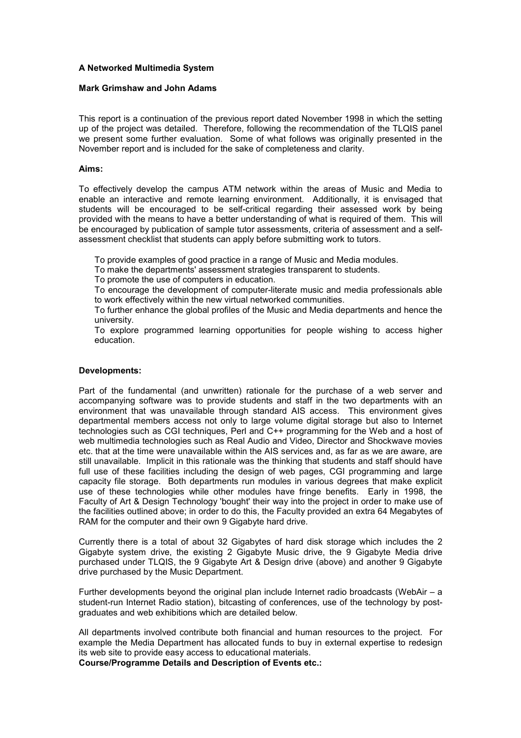**A Networked Multimedia System**

**Mark Grimshaw and John Adams**

This report is a continuation of the previous report dated November 1998 in which the setting up of the project was detailed. Therefore, following the recommendation of the TLQIS panel we present some further evaluation. Some of what follows was originally presented in the November report and is included for the sake of completeness and clarity.

**Aims:**

To effectively develop the campus ATM network within the areas of Music and Media to enable an interactive and remote learning environment. Additionally, it is envisaged that students will be encouraged to be self-critical regarding their assessed work by being provided with the means to have a better understanding of what is required of them. This will be encouraged by publication of sample tutor assessments, criteria of assessment and a self-assessment checklist that students can apply before submitting work to tutors.

To provide examples of good practice in a range of Music and Media modules.
To make the departments' assessment strategies transparent to students.
To promote the use of computers in education.
To encourage the development of computer-literate music and media professionals able to work effectively within the new virtual networked communities.
To further enhance the global profiles of the Music and Media departments and hence the university.
To explore programmed learning opportunities for people wishing to access higher education.

**Developments:**

Part of the fundamental (and unwritten) rationale for the purchase of a web server and accompanying software was to provide students and staff in the two departments with an environment that was unavailable through standard AIS access. This environment gives departmental members access not only to large volume digital storage but also to Internet technologies such as CGI techniques, Perl and C++ programming for the Web and a host of web multimedia technologies such as Real Audio and Video, Director and Shockwave movies etc. that at the time were unavailable within the AIS services and, as far as we are aware, are still unavailable. Implicit in this rationale was the thinking that students and staff should have full use of these facilities including the design of web pages, CGI programming and large capacity file storage. Both departments run modules in various degrees that make explicit use of these technologies while other modules have fringe benefits. Early in 1998, the Faculty of Art & Design Technology 'bought' their way into the project in order to make use of the facilities outlined above; in order to do this, the Faculty provided an extra 64 Megabytes of RAM for the computer and their own 9 Gigabyte hard drive.

Currently there is a total of about 32 Gigabytes of hard disk storage which includes the 2 Gigabyte system drive, the existing 2 Gigabyte Music drive, the 9 Gigabyte Media drive purchased under TLQIS, the 9 Gigabyte Art & Design drive (above) and another 9 Gigabyte drive purchased by the Music Department.

Further developments beyond the original plan include Internet radio broadcasts (WebAir – a student-run Internet Radio station), bitcasting of conferences, use of the technology by post-graduates and web exhibitions which are detailed below.

All departments involved contribute both financial and human resources to the project. For example the Media Department has allocated funds to buy in external expertise to redesign its web site to provide easy access to educational materials.

**Course/Programme Details and Description of Events etc.:**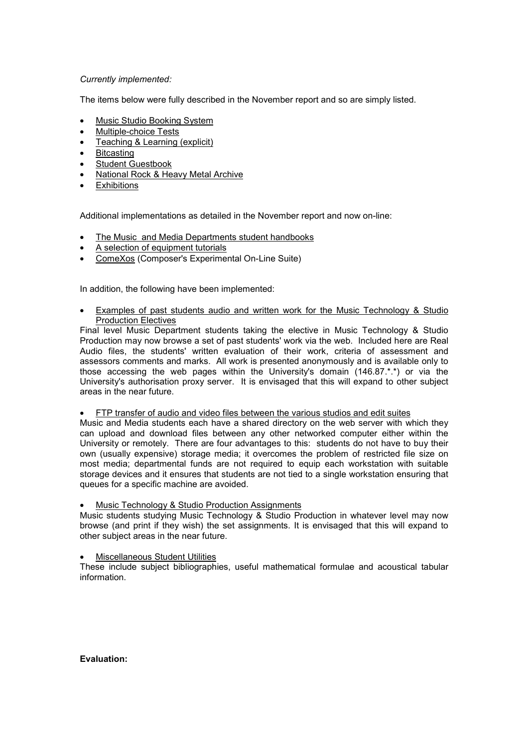*Currently implemented:*

The items below were fully described in the November report and so are simply listed.

- Music Studio Booking System
- Multiple-choice Tests
- Teaching & Learning (explicit)
- Bitcasting
- Student Guestbook
- National Rock & Heavy Metal Archive
- Exhibitions

Additional implementations as detailed in the November report and now on-line:

- The Music and Media Departments student handbooks
- A selection of equipment tutorials
- ComeXos (Composer's Experimental On-Line Suite)

In addition, the following have been implemented:

- Examples of past students audio and written work for the Music Technology & Studio Production Electives

Final level Music Department students taking the elective in Music Technology & Studio Production may now browse a set of past students' work via the web. Included here are Real Audio files, the students' written evaluation of their work, criteria of assessment and assessors comments and marks. All work is presented anonymously and is available only to those accessing the web pages within the University's domain (146.87.*.*) or via the University's authorisation proxy server. It is envisaged that this will expand to other subject areas in the near future.

- FTP transfer of audio and video files between the various studios and edit suites

Music and Media students each have a shared directory on the web server with which they can upload and download files between any other networked computer either within the University or remotely. There are four advantages to this: students do not have to buy their own (usually expensive) storage media; it overcomes the problem of restricted file size on most media; departmental funds are not required to equip each workstation with suitable storage devices and it ensures that students are not tied to a single workstation ensuring that queues for a specific machine are avoided.

- Music Technology & Studio Production Assignments

Music students studying Music Technology & Studio Production in whatever level may now browse (and print if they wish) the set assignments. It is envisaged that this will expand to other subject areas in the near future.

- Miscellaneous Student Utilities

These include subject bibliographies, useful mathematical formulae and acoustical tabular information.

**Evaluation:**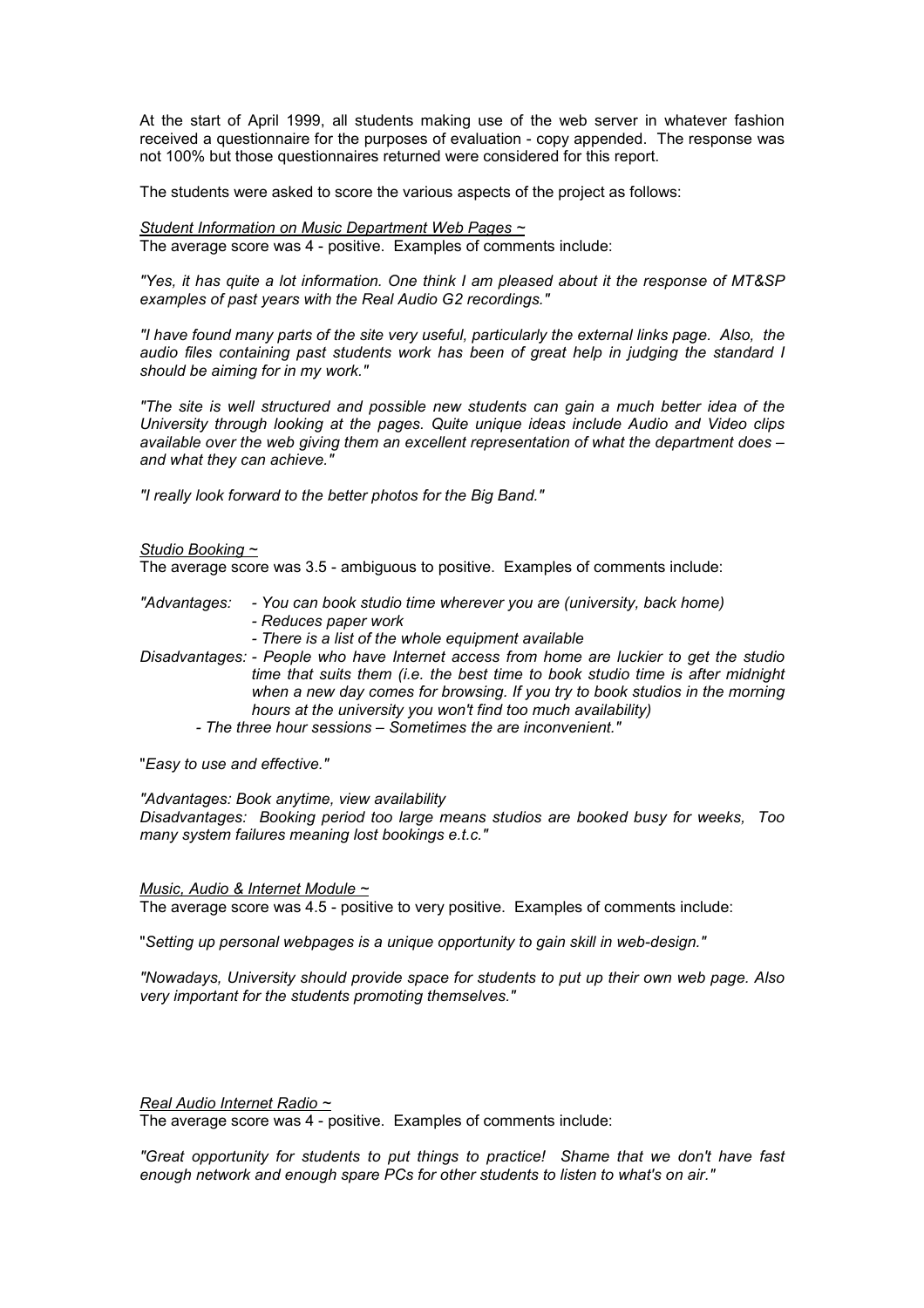At the start of April 1999, all students making use of the web server in whatever fashion received a questionnaire for the purposes of evaluation - copy appended. The response was not 100% but those questionnaires returned were considered for this report.

The students were asked to score the various aspects of the project as follows:

*Student Information on Music Department Web Pages ~*
The average score was 4 - positive. Examples of comments include:

*"Yes, it has quite a lot information. One think I am pleased about it the response of MT&SP examples of past years with the Real Audio G2 recordings."*

*"I have found many parts of the site very useful, particularly the external links page. Also, the audio files containing past students work has been of great help in judging the standard I should be aiming for in my work."*

*"The site is well structured and possible new students can gain a much better idea of the University through looking at the pages. Quite unique ideas include Audio and Video clips available over the web giving them an excellent representation of what the department does – and what they can achieve."*

*"I really look forward to the better photos for the Big Band."*

*Studio Booking ~*
The average score was 3.5 - ambiguous to positive. Examples of comments include:

*"Advantages:*
- *You can book studio time wherever you are (university, back home)*
- *Reduces paper work*
- *There is a list of the whole equipment available*

*Disadvantages:*
- *People who have Internet access from home are luckier to get the studio time that suits them (i.e. the best time to book studio time is after midnight when a new day comes for browsing. If you try to book studios in the morning hours at the university you won't find too much availability)*
- *The three hour sessions – Sometimes the are inconvenient."*

"*Easy to use and effective."*

*"Advantages: Book anytime, view availability*
*Disadvantages: Booking period too large means studios are booked busy for weeks, Too many system failures meaning lost bookings e.t.c."*

*Music, Audio & Internet Module ~*
The average score was 4.5 - positive to very positive. Examples of comments include:

"*Setting up personal webpages is a unique opportunity to gain skill in web-design."*

*"Nowadays, University should provide space for students to put up their own web page. Also very important for the students promoting themselves."*

*Real Audio Internet Radio ~*
The average score was 4 - positive. Examples of comments include:

*"Great opportunity for students to put things to practice! Shame that we don't have fast enough network and enough spare PCs for other students to listen to what's on air."*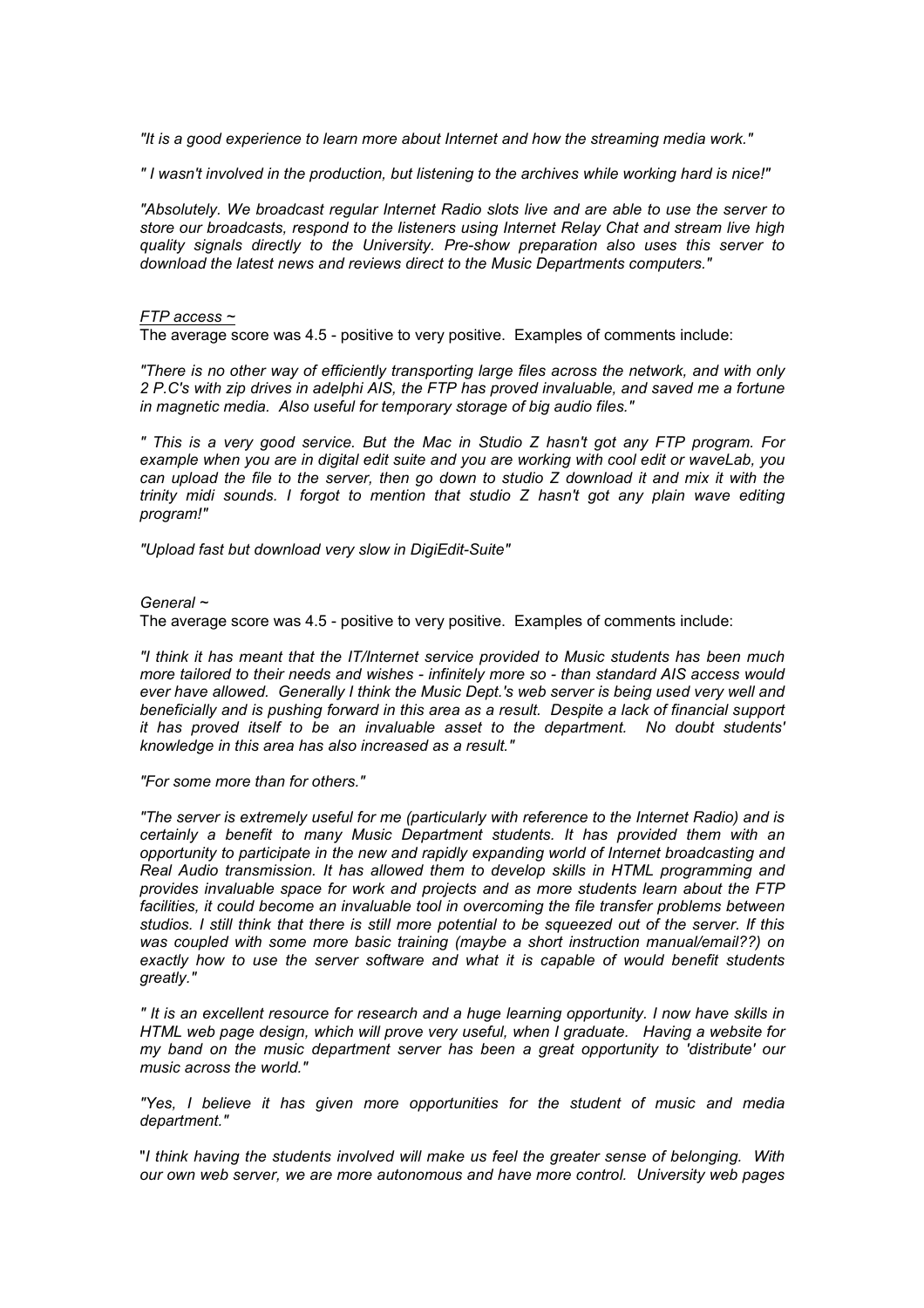*"It is a good experience to learn more about Internet and how the streaming media work."*

*" I wasn't involved in the production, but listening to the archives while working hard is nice!"*

*"Absolutely. We broadcast regular Internet Radio slots live and are able to use the server to store our broadcasts, respond to the listeners using Internet Relay Chat and stream live high quality signals directly to the University. Pre-show preparation also uses this server to download the latest news and reviews direct to the Music Departments computers."*

*FTP access ~*

The average score was 4.5 - positive to very positive. Examples of comments include:

*"There is no other way of efficiently transporting large files across the network, and with only 2 P.C's with zip drives in adelphi AIS, the FTP has proved invaluable, and saved me a fortune in magnetic media. Also useful for temporary storage of big audio files."*

*" This is a very good service. But the Mac in Studio Z hasn't got any FTP program. For example when you are in digital edit suite and you are working with cool edit or waveLab, you can upload the file to the server, then go down to studio Z download it and mix it with the trinity midi sounds. I forgot to mention that studio Z hasn't got any plain wave editing program!"*

*"Upload fast but download very slow in DigiEdit-Suite"*

*General ~*

The average score was 4.5 - positive to very positive. Examples of comments include:

*"I think it has meant that the IT/Internet service provided to Music students has been much more tailored to their needs and wishes - infinitely more so - than standard AIS access would ever have allowed. Generally I think the Music Dept.'s web server is being used very well and beneficially and is pushing forward in this area as a result. Despite a lack of financial support it has proved itself to be an invaluable asset to the department. No doubt students' knowledge in this area has also increased as a result."*

*"For some more than for others."*

*"The server is extremely useful for me (particularly with reference to the Internet Radio) and is certainly a benefit to many Music Department students. It has provided them with an opportunity to participate in the new and rapidly expanding world of Internet broadcasting and Real Audio transmission. It has allowed them to develop skills in HTML programming and provides invaluable space for work and projects and as more students learn about the FTP facilities, it could become an invaluable tool in overcoming the file transfer problems between studios. I still think that there is still more potential to be squeezed out of the server. If this was coupled with some more basic training (maybe a short instruction manual/email??) on exactly how to use the server software and what it is capable of would benefit students greatly."*

*" It is an excellent resource for research and a huge learning opportunity. I now have skills in HTML web page design, which will prove very useful, when I graduate. Having a website for my band on the music department server has been a great opportunity to 'distribute' our music across the world."*

*"Yes, I believe it has given more opportunities for the student of music and media department."*

"*I think having the students involved will make us feel the greater sense of belonging. With our own web server, we are more autonomous and have more control. University web pages*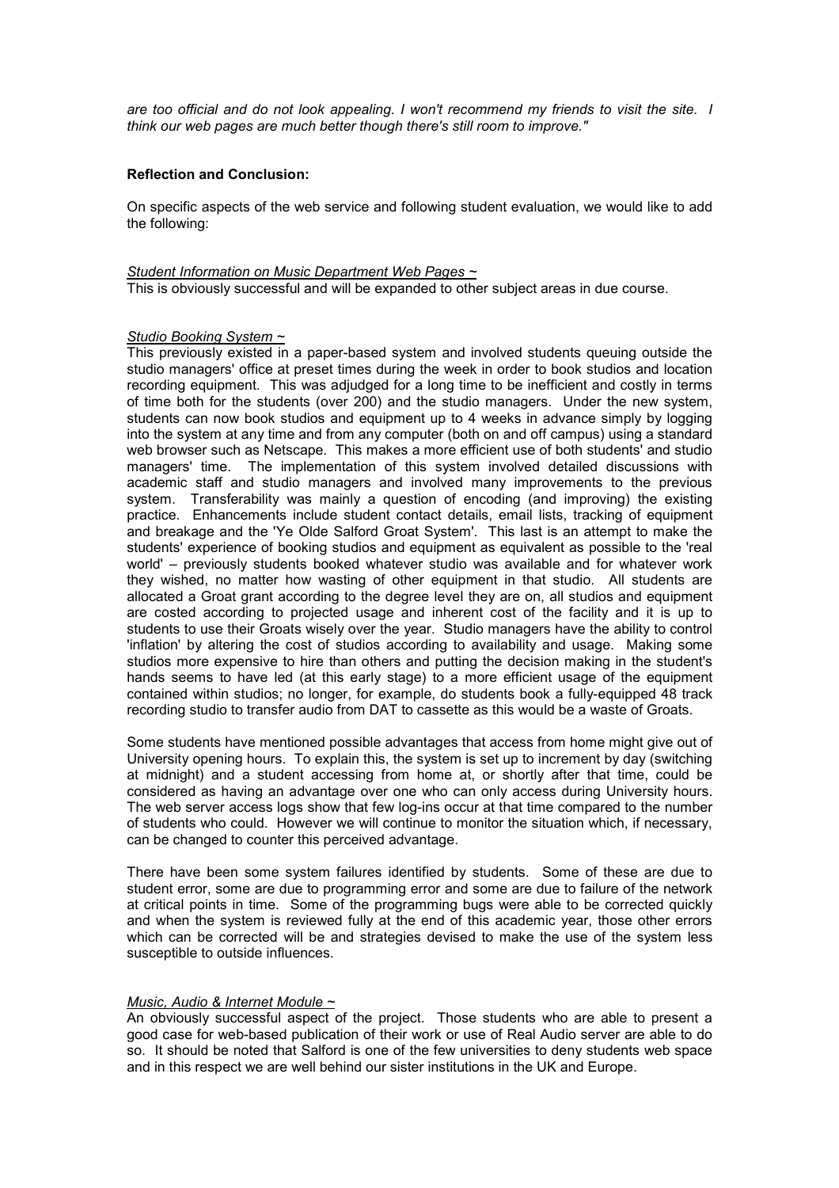*are too official and do not look appealing. I won't recommend my friends to visit the site. I think our web pages are much better though there's still room to improve."*

**Reflection and Conclusion:**

On specific aspects of the web service and following student evaluation, we would like to add the following:

*Student Information on Music Department Web Pages ~*

This is obviously successful and will be expanded to other subject areas in due course.

*Studio Booking System ~*

This previously existed in a paper-based system and involved students queuing outside the studio managers' office at preset times during the week in order to book studios and location recording equipment. This was adjudged for a long time to be inefficient and costly in terms of time both for the students (over 200) and the studio managers. Under the new system, students can now book studios and equipment up to 4 weeks in advance simply by logging into the system at any time and from any computer (both on and off campus) using a standard web browser such as Netscape. This makes a more efficient use of both students' and studio managers' time. The implementation of this system involved detailed discussions with academic staff and studio managers and involved many improvements to the previous system. Transferability was mainly a question of encoding (and improving) the existing practice. Enhancements include student contact details, email lists, tracking of equipment and breakage and the 'Ye Olde Salford Groat System'. This last is an attempt to make the students' experience of booking studios and equipment as equivalent as possible to the 'real world' – previously students booked whatever studio was available and for whatever work they wished, no matter how wasting of other equipment in that studio. All students are allocated a Groat grant according to the degree level they are on, all studios and equipment are costed according to projected usage and inherent cost of the facility and it is up to students to use their Groats wisely over the year. Studio managers have the ability to control 'inflation' by altering the cost of studios according to availability and usage. Making some studios more expensive to hire than others and putting the decision making in the student's hands seems to have led (at this early stage) to a more efficient usage of the equipment contained within studios; no longer, for example, do students book a fully-equipped 48 track recording studio to transfer audio from DAT to cassette as this would be a waste of Groats.

Some students have mentioned possible advantages that access from home might give out of University opening hours. To explain this, the system is set up to increment by day (switching at midnight) and a student accessing from home at, or shortly after that time, could be considered as having an advantage over one who can only access during University hours. The web server access logs show that few log-ins occur at that time compared to the number of students who could. However we will continue to monitor the situation which, if necessary, can be changed to counter this perceived advantage.

There have been some system failures identified by students. Some of these are due to student error, some are due to programming error and some are due to failure of the network at critical points in time. Some of the programming bugs were able to be corrected quickly and when the system is reviewed fully at the end of this academic year, those other errors which can be corrected will be and strategies devised to make the use of the system less susceptible to outside influences.

*Music, Audio & Internet Module ~*

An obviously successful aspect of the project. Those students who are able to present a good case for web-based publication of their work or use of Real Audio server are able to do so. It should be noted that Salford is one of the few universities to deny students web space and in this respect we are well behind our sister institutions in the UK and Europe.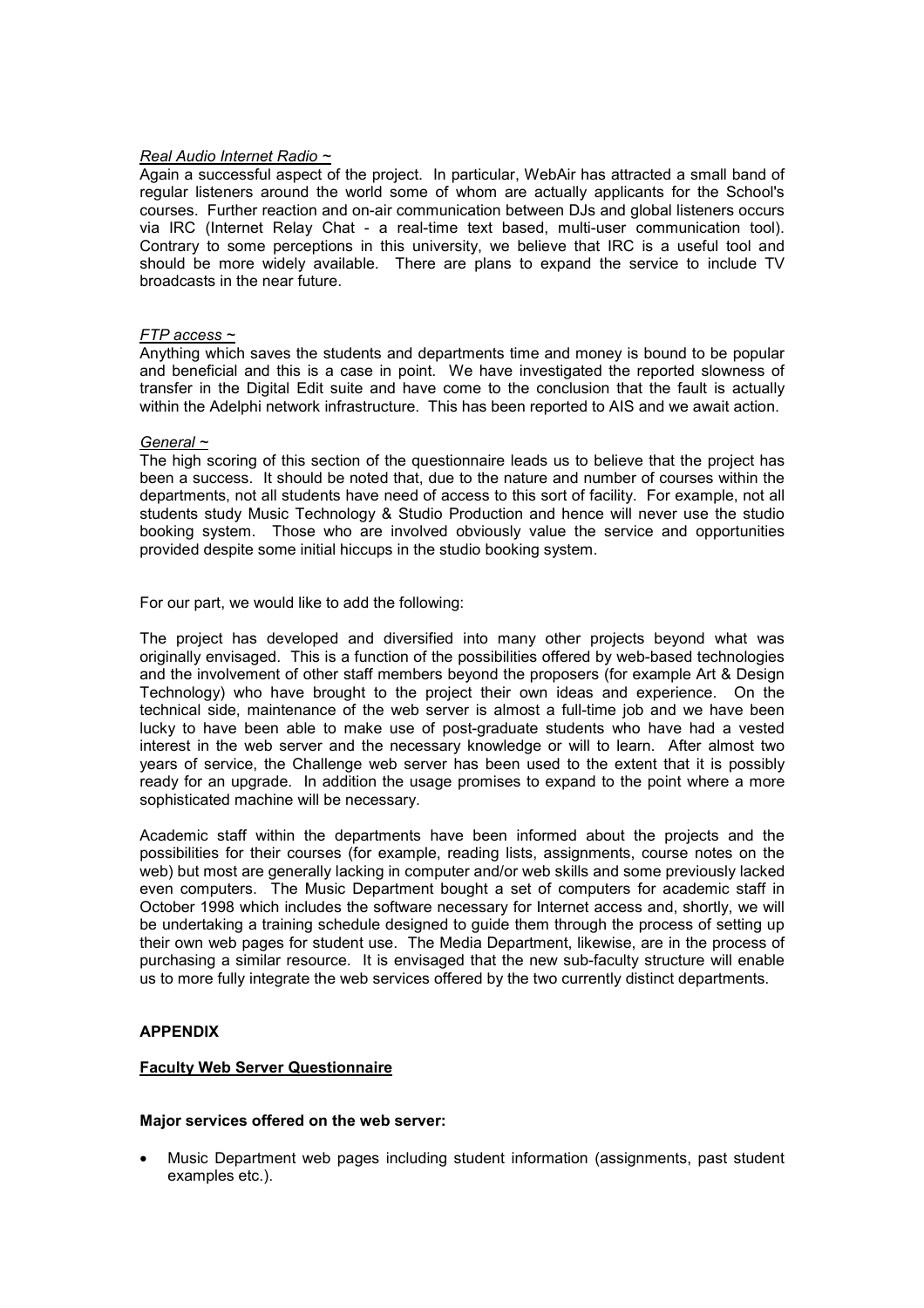*Real Audio Internet Radio ~*

Again a successful aspect of the project. In particular, WebAir has attracted a small band of regular listeners around the world some of whom are actually applicants for the School's courses. Further reaction and on-air communication between DJs and global listeners occurs via IRC (Internet Relay Chat - a real-time text based, multi-user communication tool). Contrary to some perceptions in this university, we believe that IRC is a useful tool and should be more widely available. There are plans to expand the service to include TV broadcasts in the near future.

*FTP access ~*

Anything which saves the students and departments time and money is bound to be popular and beneficial and this is a case in point. We have investigated the reported slowness of transfer in the Digital Edit suite and have come to the conclusion that the fault is actually within the Adelphi network infrastructure. This has been reported to AIS and we await action.

*General ~*

The high scoring of this section of the questionnaire leads us to believe that the project has been a success. It should be noted that, due to the nature and number of courses within the departments, not all students have need of access to this sort of facility. For example, not all students study Music Technology & Studio Production and hence will never use the studio booking system. Those who are involved obviously value the service and opportunities provided despite some initial hiccups in the studio booking system.

For our part, we would like to add the following:

The project has developed and diversified into many other projects beyond what was originally envisaged. This is a function of the possibilities offered by web-based technologies and the involvement of other staff members beyond the proposers (for example Art & Design Technology) who have brought to the project their own ideas and experience. On the technical side, maintenance of the web server is almost a full-time job and we have been lucky to have been able to make use of post-graduate students who have had a vested interest in the web server and the necessary knowledge or will to learn. After almost two years of service, the Challenge web server has been used to the extent that it is possibly ready for an upgrade. In addition the usage promises to expand to the point where a more sophisticated machine will be necessary.

Academic staff within the departments have been informed about the projects and the possibilities for their courses (for example, reading lists, assignments, course notes on the web) but most are generally lacking in computer and/or web skills and some previously lacked even computers. The Music Department bought a set of computers for academic staff in October 1998 which includes the software necessary for Internet access and, shortly, we will be undertaking a training schedule designed to guide them through the process of setting up their own web pages for student use. The Media Department, likewise, are in the process of purchasing a similar resource. It is envisaged that the new sub-faculty structure will enable us to more fully integrate the web services offered by the two currently distinct departments.

## APPENDIX

### Faculty Web Server Questionnaire

**Major services offered on the web server:**

- Music Department web pages including student information (assignments, past student examples etc.).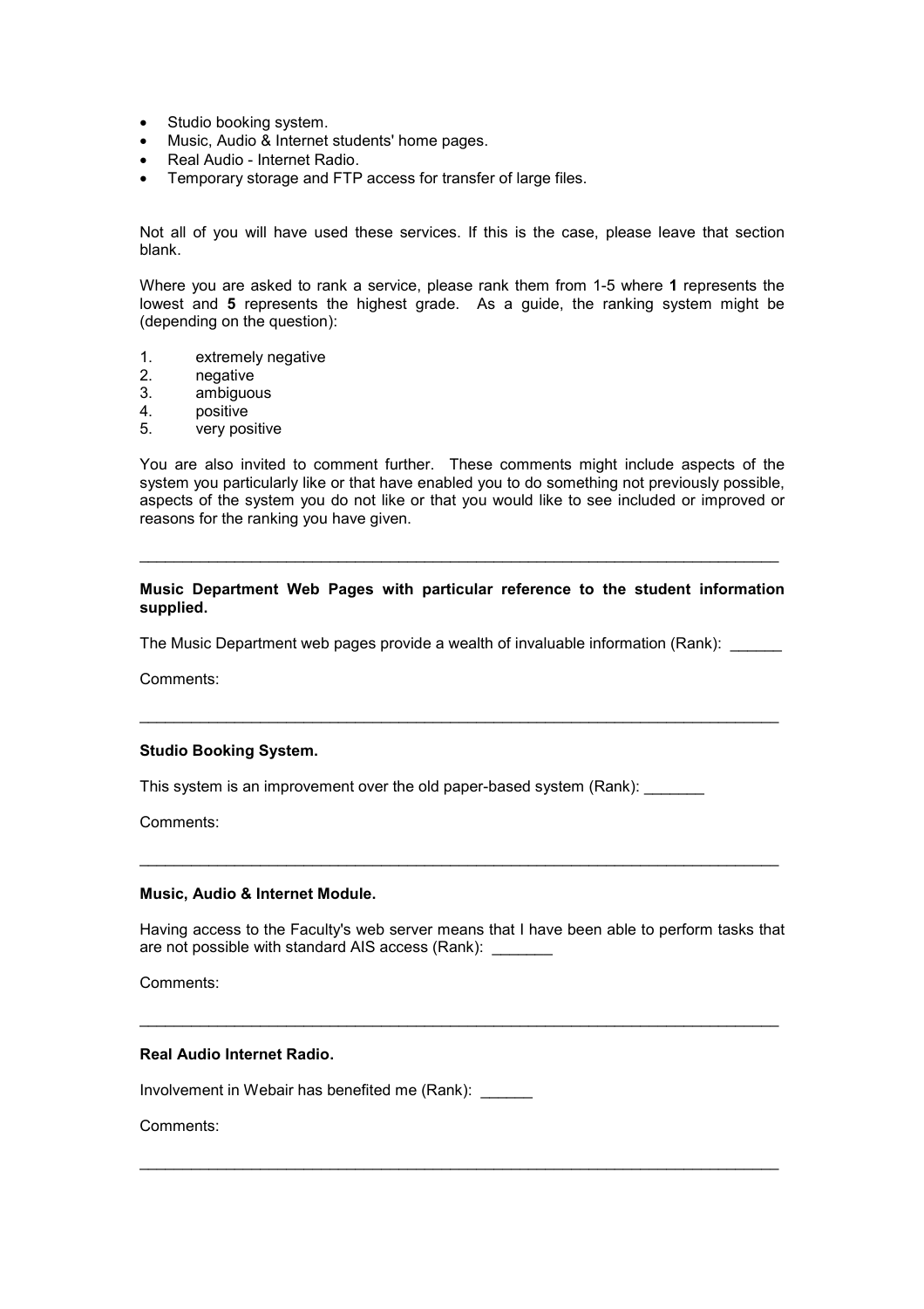- Studio booking system.
- Music, Audio & Internet students' home pages.
- Real Audio - Internet Radio.
- Temporary storage and FTP access for transfer of large files.

Not all of you will have used these services. If this is the case, please leave that section blank.

Where you are asked to rank a service, please rank them from 1-5 where **1** represents the lowest and **5** represents the highest grade. As a guide, the ranking system might be (depending on the question):

1. extremely negative
2. negative
3. ambiguous
4. positive
5. very positive

You are also invited to comment further. These comments might include aspects of the system you particularly like or that have enabled you to do something not previously possible, aspects of the system you do not like or that you would like to see included or improved or reasons for the ranking you have given.

---

**Music Department Web Pages with particular reference to the student information supplied.**

The Music Department web pages provide a wealth of invaluable information (Rank): ______

Comments:

---

**Studio Booking System.**

This system is an improvement over the old paper-based system (Rank): _______

Comments:

---

**Music, Audio & Internet Module.**

Having access to the Faculty's web server means that I have been able to perform tasks that are not possible with standard AIS access (Rank): _______

Comments:

---

**Real Audio Internet Radio.**

Involvement in Webair has benefited me (Rank): ______

Comments:

---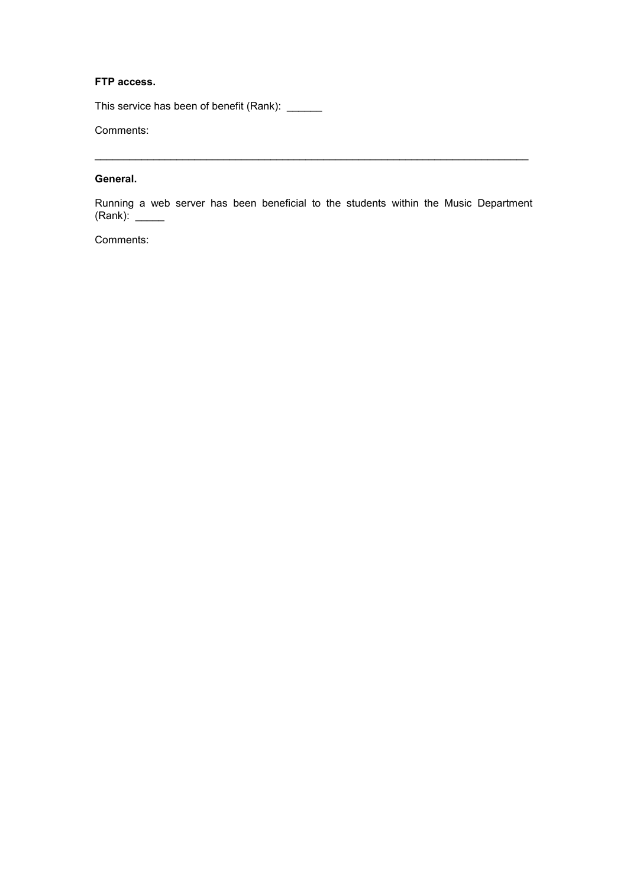**FTP access.**

This service has been of benefit (Rank): ______

Comments:

_____________________________________________________________________________

**General.**

Running a web server has been beneficial to the students within the Music Department (Rank): _____

Comments: